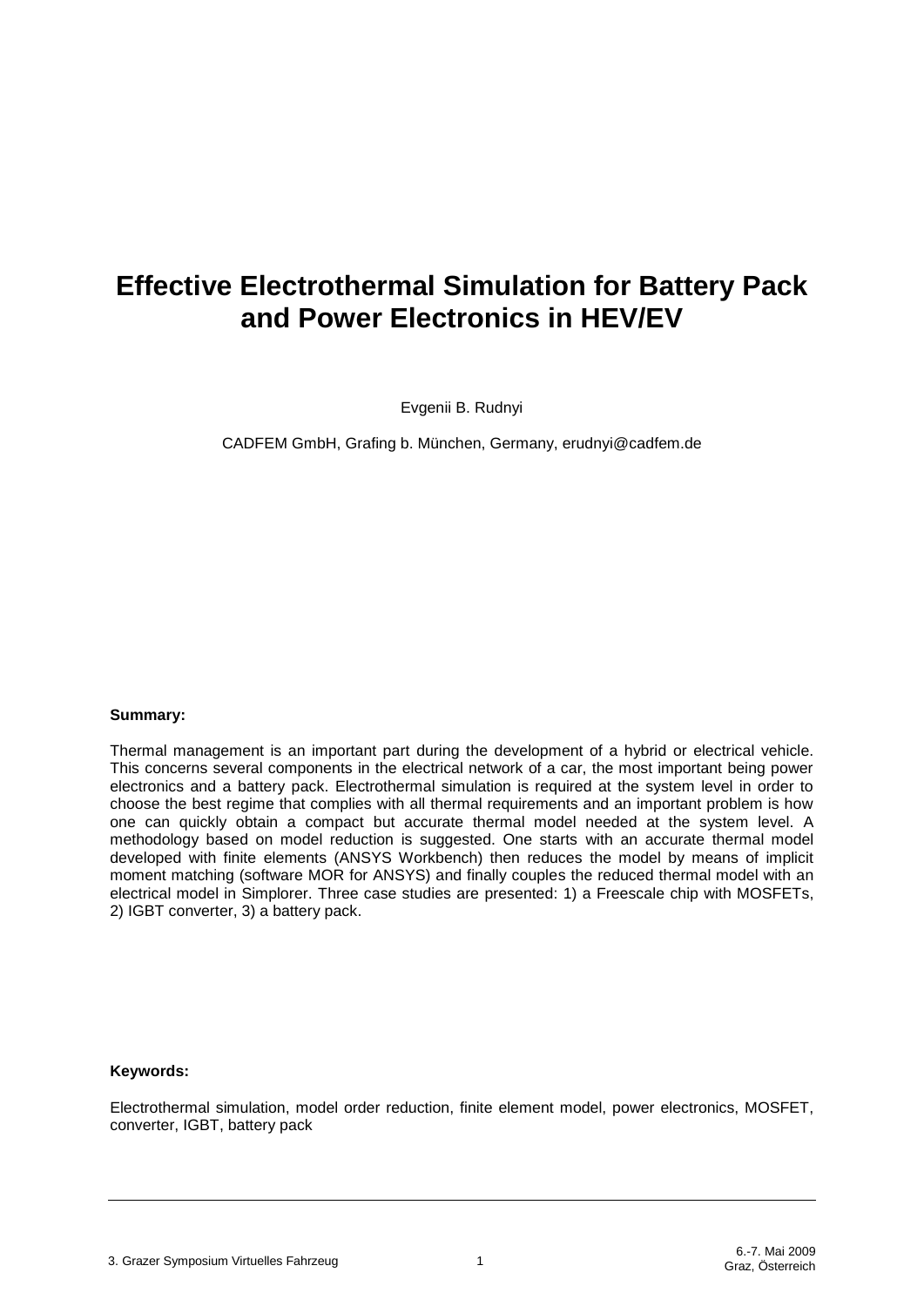# Effective Electrothermal Simulation for Battery Pack and Power Electronics in HEV/EV

Evgenii B. Rudnyi

CADFEM GmbH, Grafing b. München, Germany, erudnyi@cadfem.de

**Summary:**

Thermal management is an important part during the development of a hybrid or electrical vehicle. This concerns several components in the electrical network of a car, the most important being power electronics and a battery pack. Electrothermal simulation is required at the system level in order to choose the best regime that complies with all thermal requirements and an important problem is how one can quickly obtain a compact but accurate thermal model needed at the system level. A methodology based on model reduction is suggested. One starts with an accurate thermal model developed with finite elements (ANSYS Workbench) then reduces the model by means of implicit moment matching (software MOR for ANSYS) and finally couples the reduced thermal model with an electrical model in Simplorer. Three case studies are presented: 1) a Freescale chip with MOSFETs, 2) IGBT converter, 3) a battery pack.

**Keywords:**

Electrothermal simulation, model order reduction, finite element model, power electronics, MOSFET, converter, IGBT, battery pack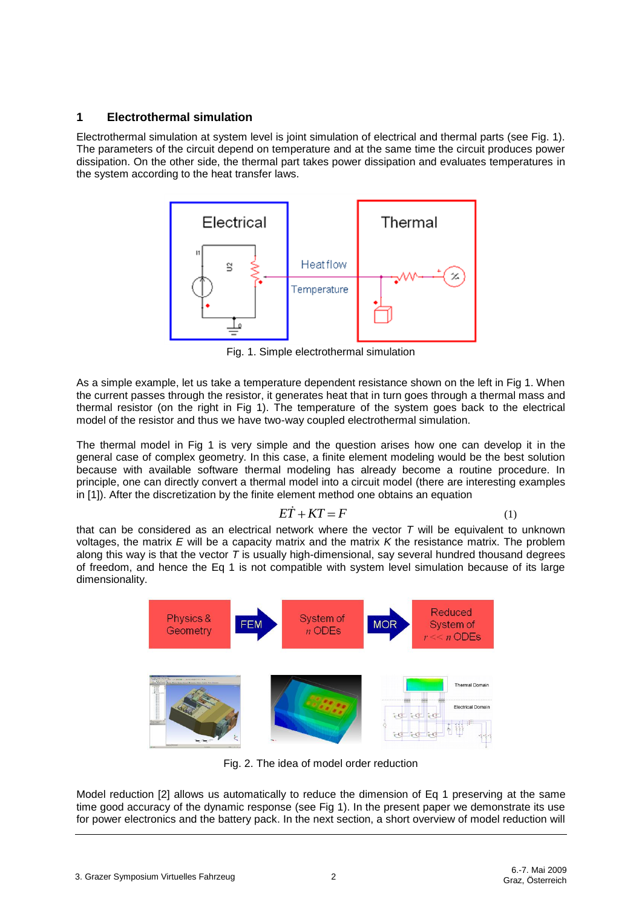## 1 Electrothermal simulation

Electrothermal simulation at system level is joint simulation of electrical and thermal parts (see Fig. 1). The parameters of the circuit depend on temperature and at the same time the circuit produces power dissipation. On the other side, the thermal part takes power dissipation and evaluates temperatures in the system according to the heat transfer laws.

Fig. 1. Simple electrothermal simulation

As a simple example, let us take a temperature dependent resistance shown on the left in Fig 1. When the current passes through the resistor, it generates heat that in turn goes through a thermal mass and thermal resistor (on the right in Fig 1). The temperature of the system goes back to the electrical model of the resistor and thus we have two-way coupled electrothermal simulation.

The thermal model in Fig 1 is very simple and the question arises how one can develop it in the general case of complex geometry. In this case, a finite element modeling would be the best solution because with available software thermal modeling has already become a routine procedure. In principle, one can directly convert a thermal model into a circuit model (there are interesting examples in [1]). After the discretization by the finite element method one obtains an equation

$$E\dot{T} + KT = F \qquad (1)$$

that can be considered as an electrical network where the vector $T$ will be equivalent to unknown voltages, the matrix $E$ will be a capacity matrix and the matrix $K$ the resistance matrix. The problem along this way is that the vector $T$ is usually high-dimensional, say several hundred thousand degrees of freedom, and hence the Eq 1 is not compatible with system level simulation because of its large dimensionality.

Fig. 2. The idea of model order reduction

Model reduction [2] allows us automatically to reduce the dimension of Eq 1 preserving at the same time good accuracy of the dynamic response (see Fig 1). In the present paper we demonstrate its use for power electronics and the battery pack. In the next section, a short overview of model reduction will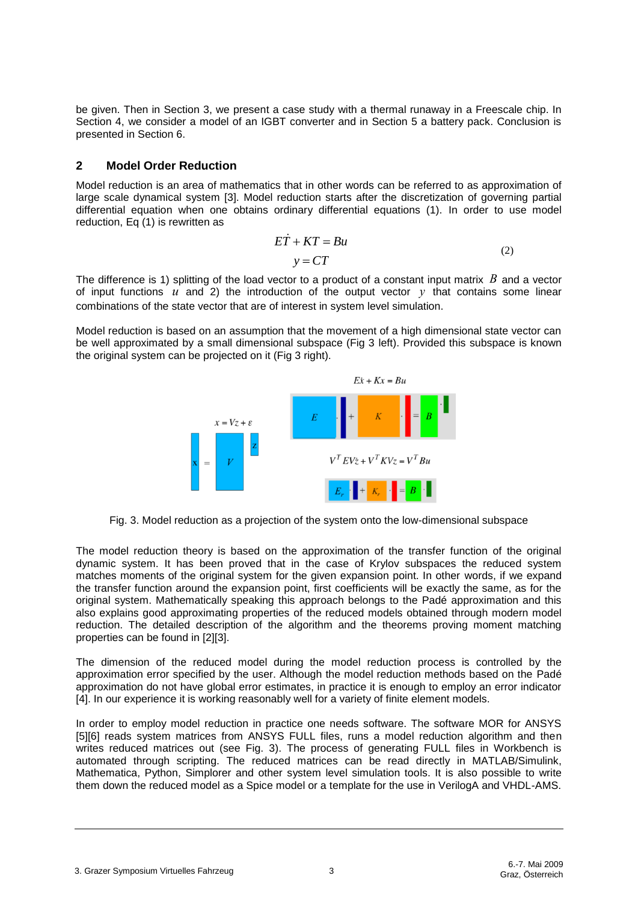be given. Then in Section 3, we present a case study with a thermal runaway in a Freescale chip. In Section 4, we consider a model of an IGBT converter and in Section 5 a battery pack. Conclusion is presented in Section 6.

## 2 Model Order Reduction

Model reduction is an area of mathematics that in other words can be referred to as approximation of large scale dynamical system [3]. Model reduction starts after the discretization of governing partial differential equation when one obtains ordinary differential equations (1). In order to use model reduction, Eq (1) is rewritten as

$$
\begin{aligned}
E\dot{T} + KT &= Bu \\
y &= CT
\end{aligned}
\tag{2}
$$

The difference is 1) splitting of the load vector to a product of a constant input matrix $B$ and a vector of input functions $u$ and 2) the introduction of the output vector $y$ that contains some linear combinations of the state vector that are of interest in system level simulation.

Model reduction is based on an assumption that the movement of a high dimensional state vector can be well approximated by a small dimensional subspace (Fig 3 left). Provided this subspace is known the original system can be projected on it (Fig 3 right).

Fig. 3. Model reduction as a projection of the system onto the low-dimensional subspace

The model reduction theory is based on the approximation of the transfer function of the original dynamic system. It has been proved that in the case of Krylov subspaces the reduced system matches moments of the original system for the given expansion point. In other words, if we expand the transfer function around the expansion point, first coefficients will be exactly the same, as for the original system. Mathematically speaking this approach belongs to the Padé approximation and this also explains good approximating properties of the reduced models obtained through modern model reduction. The detailed description of the algorithm and the theorems proving moment matching properties can be found in [2][3].

The dimension of the reduced model during the model reduction process is controlled by the approximation error specified by the user. Although the model reduction methods based on the Padé approximation do not have global error estimates, in practice it is enough to employ an error indicator [4]. In our experience it is working reasonably well for a variety of finite element models.

In order to employ model reduction in practice one needs software. The software MOR for ANSYS [5][6] reads system matrices from ANSYS FULL files, runs a model reduction algorithm and then writes reduced matrices out (see Fig. 3). The process of generating FULL files in Workbench is automated through scripting. The reduced matrices can be read directly in MATLAB/Simulink, Mathematica, Python, Simplorer and other system level simulation tools. It is also possible to write them down the reduced model as a Spice model or a template for the use in VerilogA and VHDL-AMS.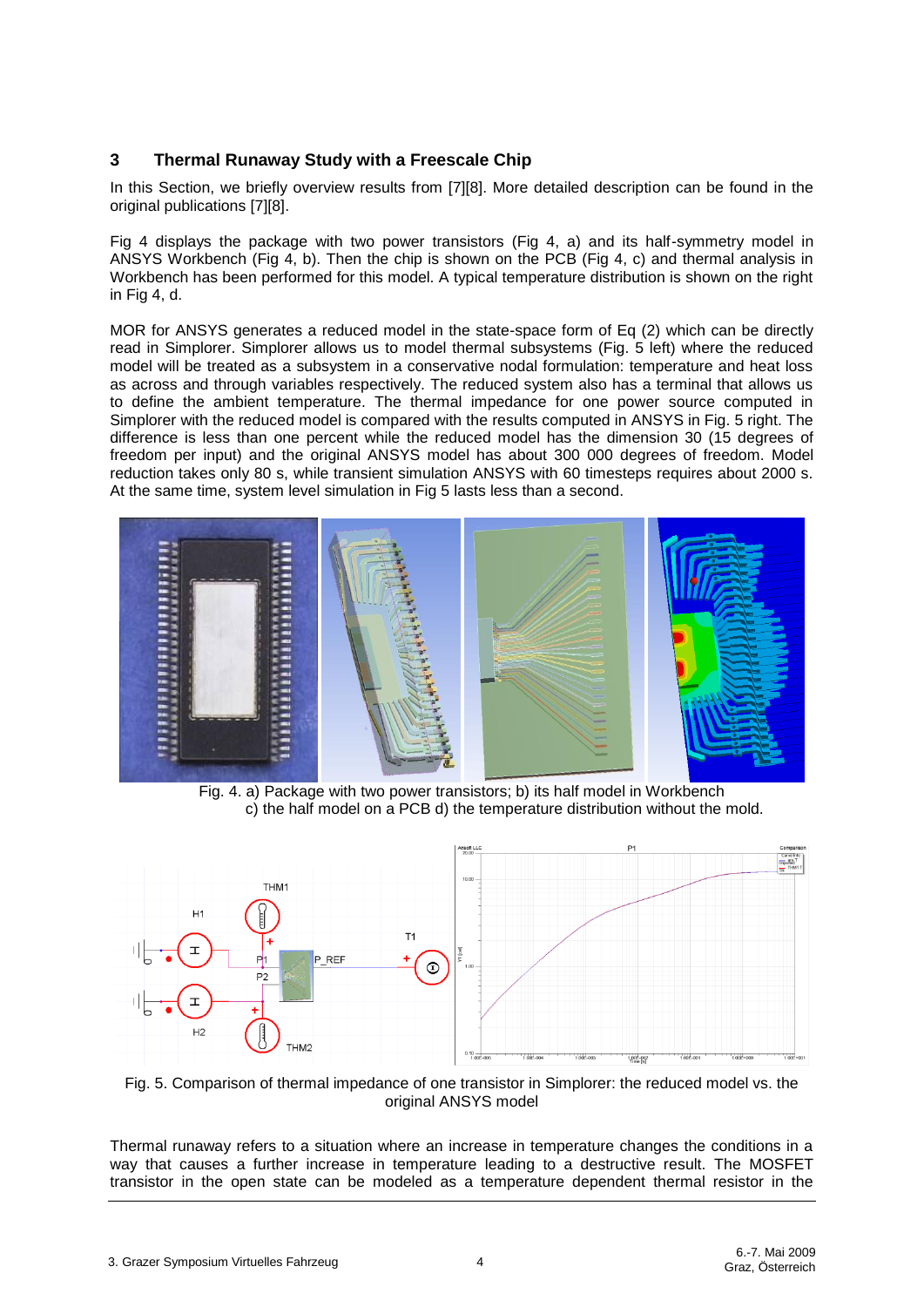## 3 Thermal Runaway Study with a Freescale Chip

In this Section, we briefly overview results from [7][8]. More detailed description can be found in the original publications [7][8].

Fig 4 displays the package with two power transistors (Fig 4, a) and its half-symmetry model in ANSYS Workbench (Fig 4, b). Then the chip is shown on the PCB (Fig 4, c) and thermal analysis in Workbench has been performed for this model. A typical temperature distribution is shown on the right in Fig 4, d.

MOR for ANSYS generates a reduced model in the state-space form of Eq (2) which can be directly read in Simplorer. Simplorer allows us to model thermal subsystems (Fig. 5 left) where the reduced model will be treated as a subsystem in a conservative nodal formulation: temperature and heat loss as across and through variables respectively. The reduced system also has a terminal that allows us to define the ambient temperature. The thermal impedance for one power source computed in Simplorer with the reduced model is compared with the results computed in ANSYS in Fig. 5 right. The difference is less than one percent while the reduced model has the dimension 30 (15 degrees of freedom per input) and the original ANSYS model has about 300 000 degrees of freedom. Model reduction takes only 80 s, while transient simulation ANSYS with 60 timesteps requires about 2000 s. At the same time, system level simulation in Fig 5 lasts less than a second.

Fig. 4. a) Package with two power transistors; b) its half model in Workbench c) the half model on a PCB d) the temperature distribution without the mold.

Fig. 5. Comparison of thermal impedance of one transistor in Simplorer: the reduced model vs. the original ANSYS model

Thermal runaway refers to a situation where an increase in temperature changes the conditions in a way that causes a further increase in temperature leading to a destructive result. The MOSFET transistor in the open state can be modeled as a temperature dependent thermal resistor in the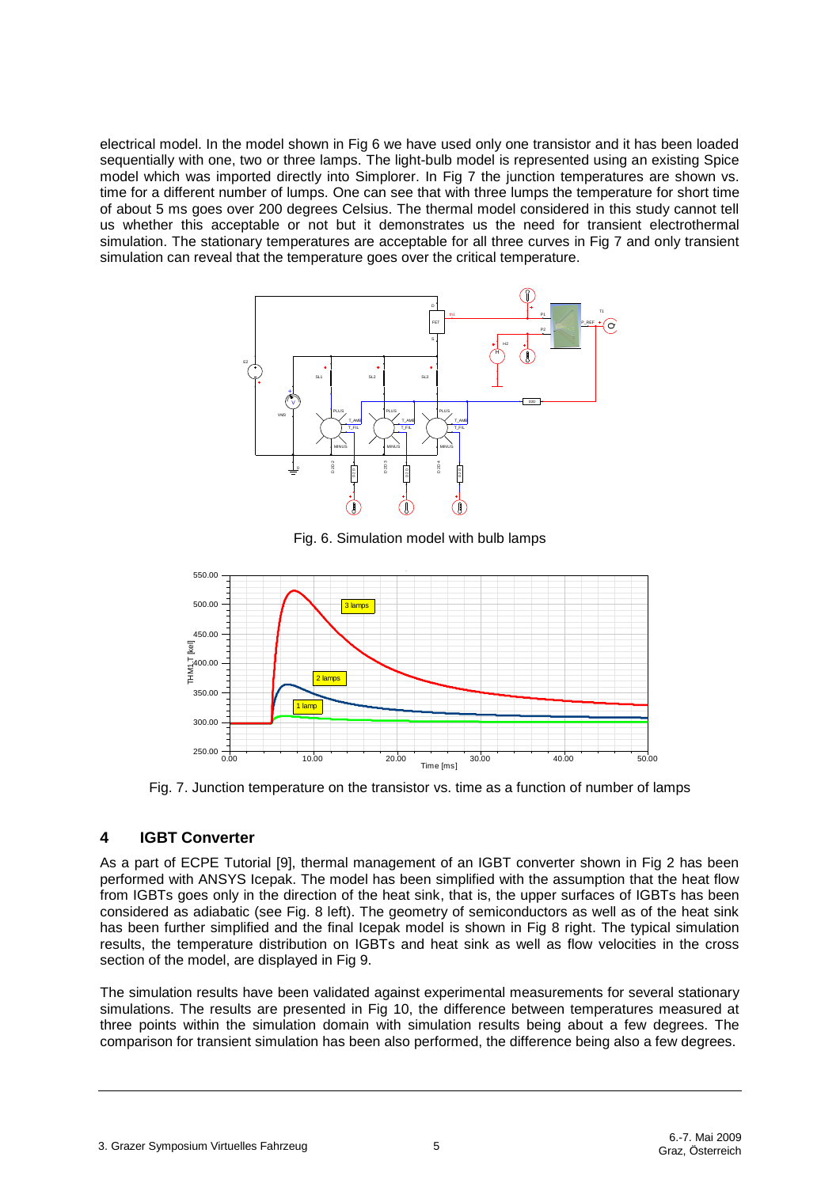electrical model. In the model shown in Fig 6 we have used only one transistor and it has been loaded sequentially with one, two or three lamps. The light-bulb model is represented using an existing Spice model which was imported directly into Simplorer. In Fig 7 the junction temperatures are shown vs. time for a different number of lumps. One can see that with three lumps the temperature for short time of about 5 ms goes over 200 degrees Celsius. The thermal model considered in this study cannot tell us whether this acceptable or not but it demonstrates us the need for transient electrothermal simulation. The stationary temperatures are acceptable for all three curves in Fig 7 and only transient simulation can reveal that the temperature goes over the critical temperature.

Fig. 6. Simulation model with bulb lamps

Fig. 7. Junction temperature on the transistor vs. time as a function of number of lamps

## 4 IGBT Converter

As a part of ECPE Tutorial [9], thermal management of an IGBT converter shown in Fig 2 has been performed with ANSYS Icepak. The model has been simplified with the assumption that the heat flow from IGBTs goes only in the direction of the heat sink, that is, the upper surfaces of IGBTs has been considered as adiabatic (see Fig. 8 left). The geometry of semiconductors as well as of the heat sink has been further simplified and the final Icepak model is shown in Fig 8 right. The typical simulation results, the temperature distribution on IGBTs and heat sink as well as flow velocities in the cross section of the model, are displayed in Fig 9.

The simulation results have been validated against experimental measurements for several stationary simulations. The results are presented in Fig 10, the difference between temperatures measured at three points within the simulation domain with simulation results being about a few degrees. The comparison for transient simulation has been also performed, the difference being also a few degrees.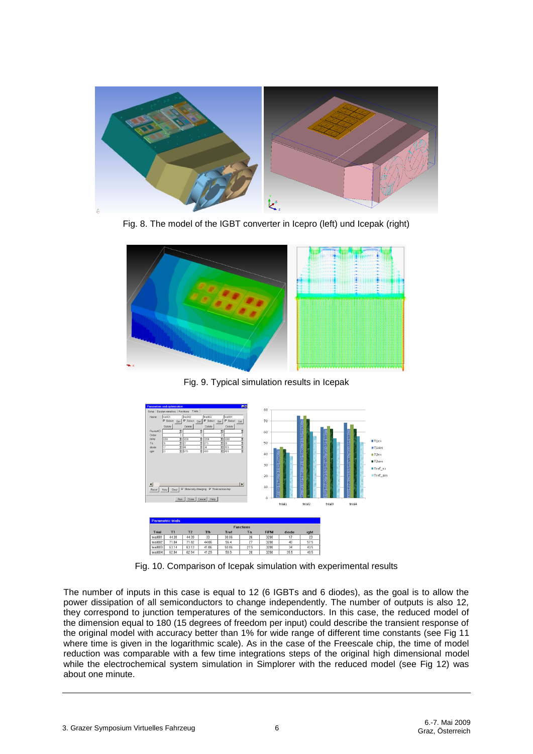Fig. 8. The model of the IGBT converter in Icepro (left) und Icepak (right)

Fig. 9. Typical simulation results in Icepak

| Trial | T1 | T2 | Tfh | Tref | Ta | RPM | diode | igbt |
|---|---|---|---|---|---|---|---|---|
| trial001 | 44.39 | 44.39 | 33 | 38.06 | 26 | 3200 | 17 | 23 |
| trial002 | 71.84 | 71.82 | 44.06 | 56.4 | 27 | 3200 | 40 | 57.5 |
| trial003 | 63.14 | 63.13 | 41.06 | 50.86 | 27.5 | 3200 | 34 | 43.5 |
| trial004 | 62.94 | 62.94 | 41.29 | 50.9 | 28 | 3200 | 35.5 | 40.5 |

Fig. 10. Comparison of Icepak simulation with experimental results

The number of inputs in this case is equal to 12 (6 IGBTs and 6 diodes), as the goal is to allow the power dissipation of all semiconductors to change independently. The number of outputs is also 12, they correspond to junction temperatures of the semiconductors. In this case, the reduced model of the dimension equal to 180 (15 degrees of freedom per input) could describe the transient response of the original model with accuracy better than 1% for wide range of different time constants (see Fig 11 where time is given in the logarithmic scale). As in the case of the Freescale chip, the time of model reduction was comparable with a few time integrations steps of the original high dimensional model while the electrochemical system simulation in Simplorer with the reduced model (see Fig 12) was about one minute.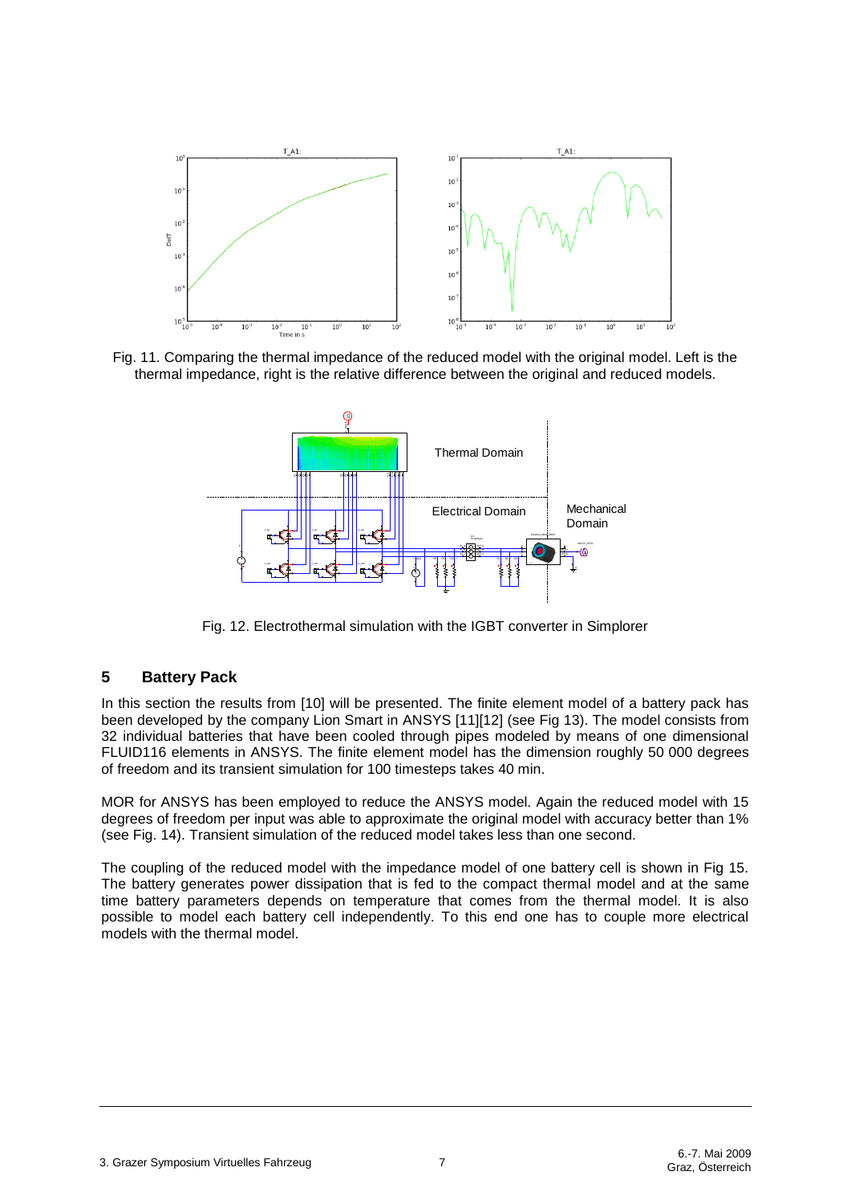Fig. 11. Comparing the thermal impedance of the reduced model with the original model. Left is the thermal impedance, right is the relative difference between the original and reduced models.

Fig. 12. Electrothermal simulation with the IGBT converter in Simplorer

## 5 Battery Pack

In this section the results from [10] will be presented. The finite element model of a battery pack has been developed by the company Lion Smart in ANSYS [11][12] (see Fig 13). The model consists from 32 individual batteries that have been cooled through pipes modeled by means of one dimensional FLUID116 elements in ANSYS. The finite element model has the dimension roughly 50 000 degrees of freedom and its transient simulation for 100 timesteps takes 40 min.

MOR for ANSYS has been employed to reduce the ANSYS model. Again the reduced model with 15 degrees of freedom per input was able to approximate the original model with accuracy better than 1% (see Fig. 14). Transient simulation of the reduced model takes less than one second.

The coupling of the reduced model with the impedance model of one battery cell is shown in Fig 15. The battery generates power dissipation that is fed to the compact thermal model and at the same time battery parameters depends on temperature that comes from the thermal model. It is also possible to model each battery cell independently. To this end one has to couple more electrical models with the thermal model.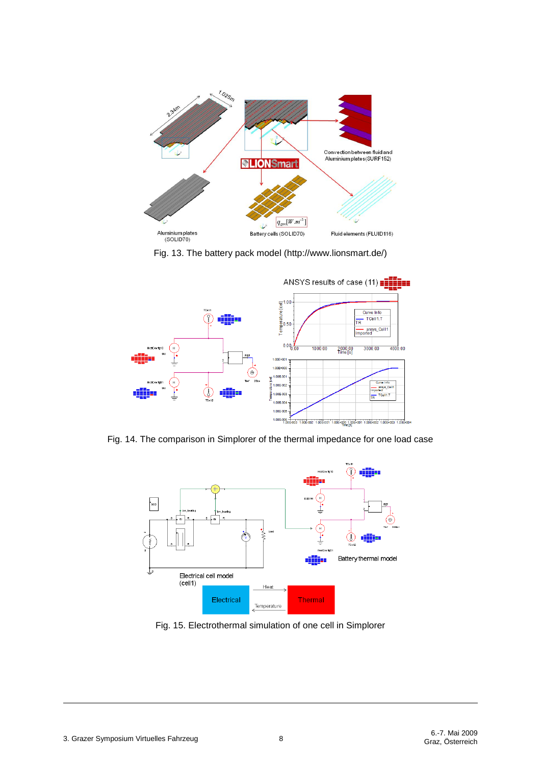Fig. 13. The battery pack model (http://www.lionsmart.de/)

Fig. 14. The comparison in Simplorer of the thermal impedance for one load case

Fig. 15. Electrothermal simulation of one cell in Simplorer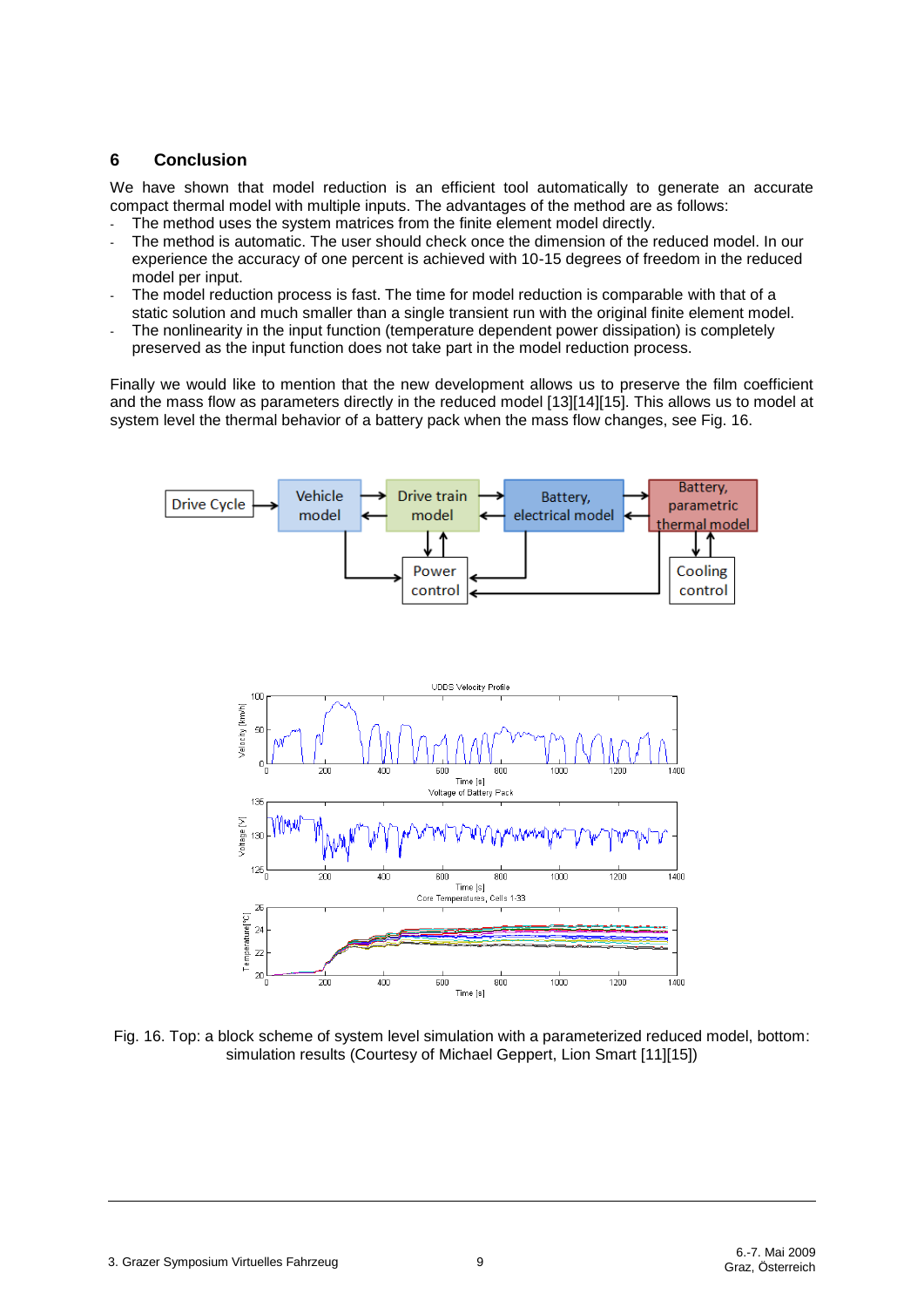## 6 Conclusion

We have shown that model reduction is an efficient tool automatically to generate an accurate compact thermal model with multiple inputs. The advantages of the method are as follows:

- The method uses the system matrices from the finite element model directly.
- The method is automatic. The user should check once the dimension of the reduced model. In our experience the accuracy of one percent is achieved with 10-15 degrees of freedom in the reduced model per input.
- The model reduction process is fast. The time for model reduction is comparable with that of a static solution and much smaller than a single transient run with the original finite element model.
- The nonlinearity in the input function (temperature dependent power dissipation) is completely preserved as the input function does not take part in the model reduction process.

Finally we would like to mention that the new development allows us to preserve the film coefficient and the mass flow as parameters directly in the reduced model [13][14][15]. This allows us to model at system level the thermal behavior of a battery pack when the mass flow changes, see Fig. 16.

Fig. 16. Top: a block scheme of system level simulation with a parameterized reduced model, bottom: simulation results (Courtesy of Michael Geppert, Lion Smart [11][15])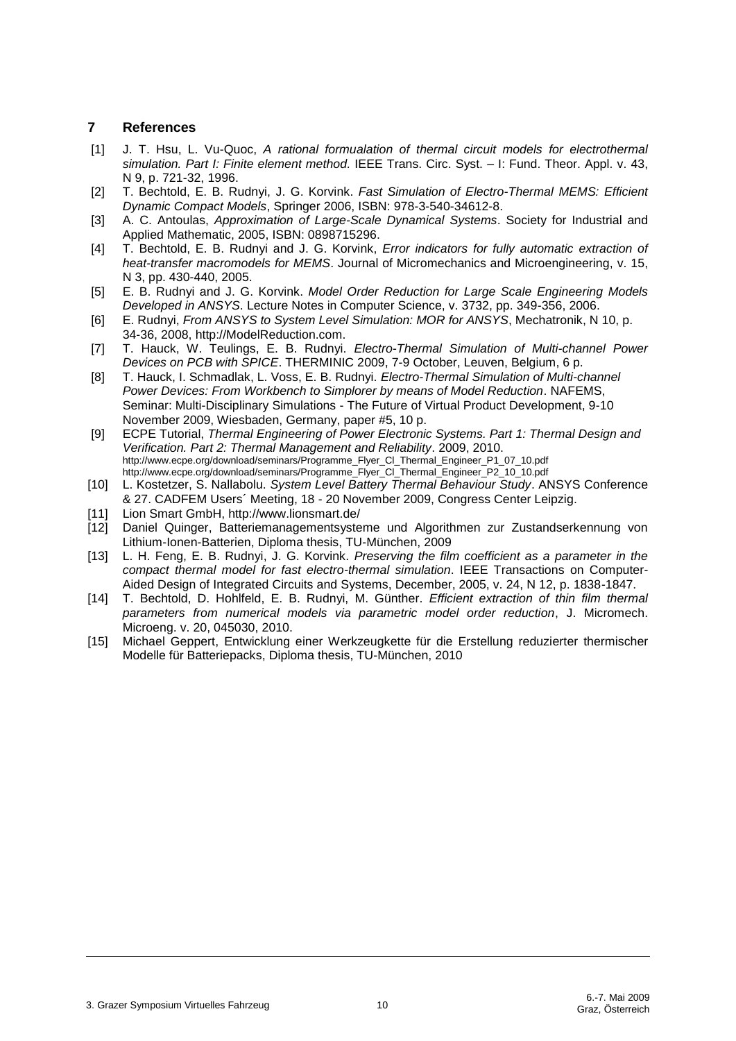## 7 References

[1] J. T. Hsu, L. Vu-Quoc, *A rational formualation of thermal circuit models for electrothermal simulation. Part I: Finite element method.* IEEE Trans. Circ. Syst. – I: Fund. Theor. Appl. v. 43, N 9, p. 721-32, 1996.

[2] T. Bechtold, E. B. Rudnyi, J. G. Korvink. *Fast Simulation of Electro-Thermal MEMS: Efficient Dynamic Compact Models*, Springer 2006, ISBN: 978-3-540-34612-8.

[3] A. C. Antoulas, *Approximation of Large-Scale Dynamical Systems*. Society for Industrial and Applied Mathematic, 2005, ISBN: 0898715296.

[4] T. Bechtold, E. B. Rudnyi and J. G. Korvink, *Error indicators for fully automatic extraction of heat-transfer macromodels for MEMS*. Journal of Micromechanics and Microengineering, v. 15, N 3, pp. 430-440, 2005.

[5] E. B. Rudnyi and J. G. Korvink. *Model Order Reduction for Large Scale Engineering Models Developed in ANSYS*. Lecture Notes in Computer Science, v. 3732, pp. 349-356, 2006.

[6] E. Rudnyi, *From ANSYS to System Level Simulation: MOR for ANSYS*, Mechatronik, N 10, p. 34-36, 2008, http://ModelReduction.com.

[7] T. Hauck, W. Teulings, E. B. Rudnyi. *Electro-Thermal Simulation of Multi-channel Power Devices on PCB with SPICE*. THERMINIC 2009, 7-9 October, Leuven, Belgium, 6 p.

[8] T. Hauck, I. Schmadlak, L. Voss, E. B. Rudnyi. *Electro-Thermal Simulation of Multi-channel Power Devices: From Workbench to Simplorer by means of Model Reduction*. NAFEMS, Seminar: Multi-Disciplinary Simulations - The Future of Virtual Product Development, 9-10 November 2009, Wiesbaden, Germany, paper #5, 10 p.

[9] ECPE Tutorial, *Thermal Engineering of Power Electronic Systems. Part 1: Thermal Design and Verification. Part 2: Thermal Management and Reliability*. 2009, 2010.
http://www.ecpe.org/download/seminars/Programme_Flyer_Cl_Thermal_Engineer_P1_07_10.pdf
http://www.ecpe.org/download/seminars/Programme_Flyer_Cl_Thermal_Engineer_P2_10_10.pdf

[10] L. Kostetzer, S. Nallabolu. *System Level Battery Thermal Behaviour Study*. ANSYS Conference & 27. CADFEM Users´ Meeting, 18 - 20 November 2009, Congress Center Leipzig.

[11] Lion Smart GmbH, http://www.lionsmart.de/

[12] Daniel Quinger, Batteriemanagementsysteme und Algorithmen zur Zustandserkennung von Lithium-Ionen-Batterien, Diploma thesis, TU-München, 2009

[13] L. H. Feng, E. B. Rudnyi, J. G. Korvink. *Preserving the film coefficient as a parameter in the compact thermal model for fast electro-thermal simulation*. IEEE Transactions on Computer-Aided Design of Integrated Circuits and Systems, December, 2005, v. 24, N 12, p. 1838-1847.

[14] T. Bechtold, D. Hohlfeld, E. B. Rudnyi, M. Günther. *Efficient extraction of thin film thermal parameters from numerical models via parametric model order reduction*, J. Micromech. Microeng. v. 20, 045030, 2010.

[15] Michael Geppert, Entwicklung einer Werkzeugkette für die Erstellung reduzierter thermischer Modelle für Batteriepacks, Diploma thesis, TU-München, 2010